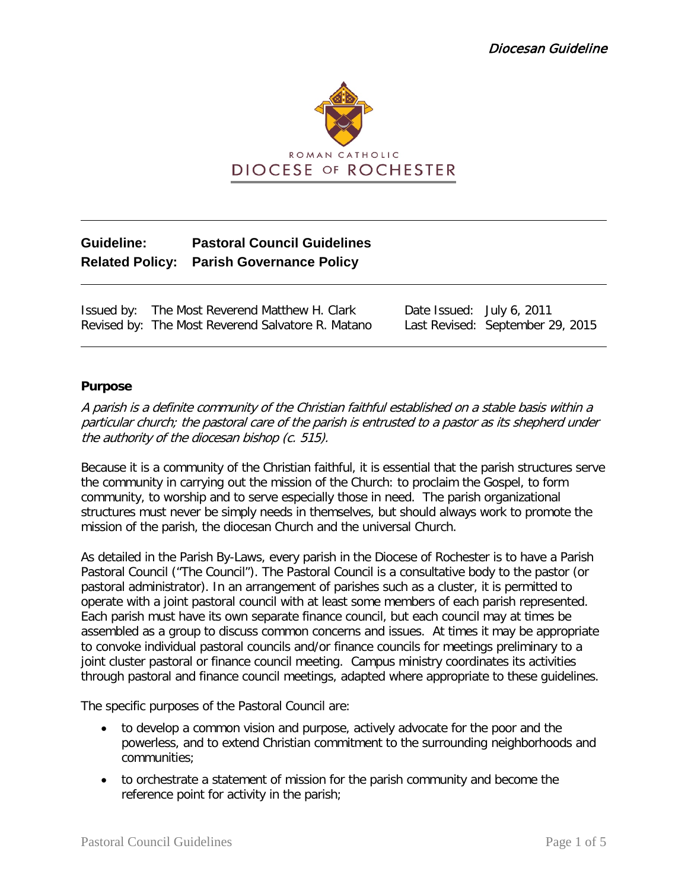Diocesan Guideline

ROMAN CATHOLIC
DIOCESE OF ROCHESTER

**Guideline:** **Pastoral Council Guidelines**
**Related Policy:** **Parish Governance Policy**

| | | | |
|---|---|---|---|
| Issued by: | The Most Reverend Matthew H. Clark | Date Issued: | July 6, 2011 |
| Revised by: | The Most Reverend Salvatore R. Matano | Last Revised: | September 29, 2015 |

## Purpose

*A parish is a definite community of the Christian faithful established on a stable basis within a particular church; the pastoral care of the parish is entrusted to a pastor as its shepherd under the authority of the diocesan bishop (c. 515).*

Because it is a community of the Christian faithful, it is essential that the parish structures serve the community in carrying out the mission of the Church: to proclaim the Gospel, to form community, to worship and to serve especially those in need. The parish organizational structures must never be simply needs in themselves, but should always work to promote the mission of the parish, the diocesan Church and the universal Church.

As detailed in the Parish By-Laws, every parish in the Diocese of Rochester is to have a Parish Pastoral Council ("The Council"). The Pastoral Council is a consultative body to the pastor (or pastoral administrator). In an arrangement of parishes such as a cluster, it is permitted to operate with a joint pastoral council with at least some members of each parish represented. Each parish must have its own separate finance council, but each council may at times be assembled as a group to discuss common concerns and issues. At times it may be appropriate to convoke individual pastoral councils and/or finance councils for meetings preliminary to a joint cluster pastoral or finance council meeting. Campus ministry coordinates its activities through pastoral and finance council meetings, adapted where appropriate to these guidelines.

The specific purposes of the Pastoral Council are:

- to develop a common vision and purpose, actively advocate for the poor and the powerless, and to extend Christian commitment to the surrounding neighborhoods and communities;
- to orchestrate a statement of mission for the parish community and become the reference point for activity in the parish;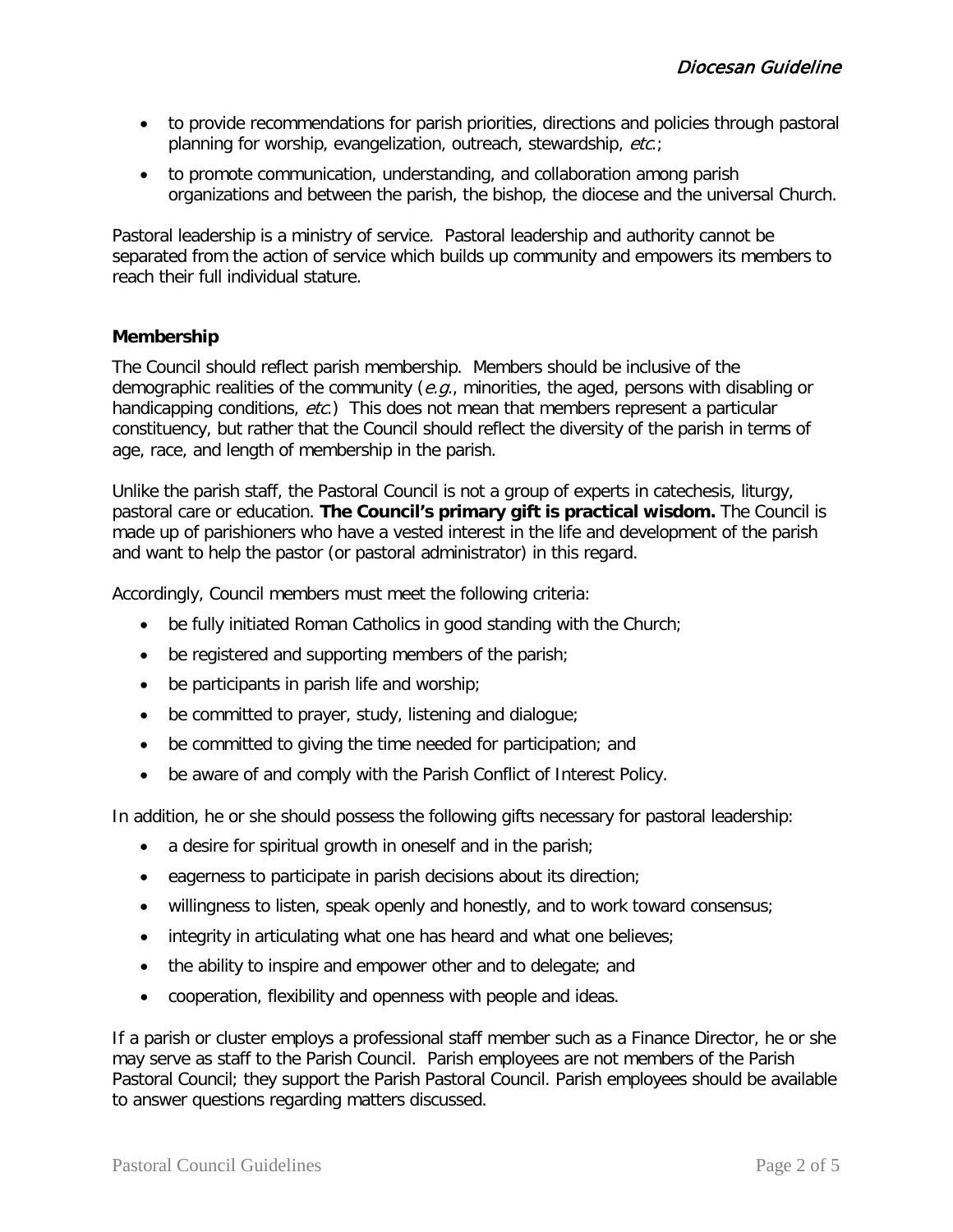- to provide recommendations for parish priorities, directions and policies through pastoral planning for worship, evangelization, outreach, stewardship, *etc*.;
- to promote communication, understanding, and collaboration among parish organizations and between the parish, the bishop, the diocese and the universal Church.

Pastoral leadership is a ministry of service. Pastoral leadership and authority cannot be separated from the action of service which builds up community and empowers its members to reach their full individual stature.

### Membership

The Council should reflect parish membership. Members should be inclusive of the demographic realities of the community (*e.g.*, minorities, the aged, persons with disabling or handicapping conditions, *etc*.) This does not mean that members represent a particular constituency, but rather that the Council should reflect the diversity of the parish in terms of age, race, and length of membership in the parish.

Unlike the parish staff, the Pastoral Council is not a group of experts in catechesis, liturgy, pastoral care or education. **The Council's primary gift is practical wisdom.** The Council is made up of parishioners who have a vested interest in the life and development of the parish and want to help the pastor (or pastoral administrator) in this regard.

Accordingly, Council members must meet the following criteria:

- be fully initiated Roman Catholics in good standing with the Church;
- be registered and supporting members of the parish;
- be participants in parish life and worship;
- be committed to prayer, study, listening and dialogue;
- be committed to giving the time needed for participation; and
- be aware of and comply with the Parish Conflict of Interest Policy.

In addition, he or she should possess the following gifts necessary for pastoral leadership:

- a desire for spiritual growth in oneself and in the parish;
- eagerness to participate in parish decisions about its direction;
- willingness to listen, speak openly and honestly, and to work toward consensus;
- integrity in articulating what one has heard and what one believes;
- the ability to inspire and empower other and to delegate; and
- cooperation, flexibility and openness with people and ideas.

If a parish or cluster employs a professional staff member such as a Finance Director, he or she may serve as staff to the Parish Council. Parish employees are not members of the Parish Pastoral Council; they support the Parish Pastoral Council. Parish employees should be available to answer questions regarding matters discussed.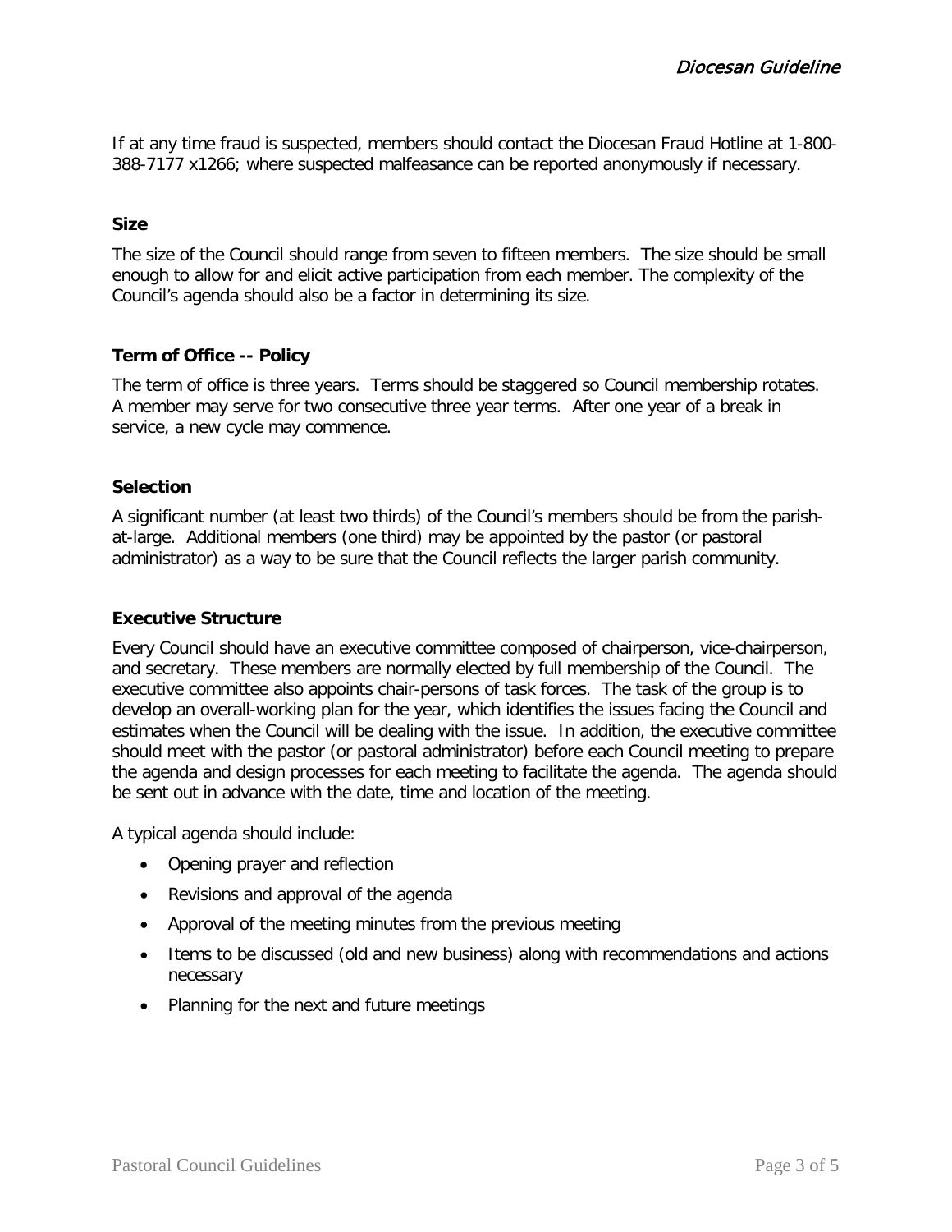If at any time fraud is suspected, members should contact the Diocesan Fraud Hotline at 1-800-388-7177 x1266; where suspected malfeasance can be reported anonymously if necessary.

**Size**

The size of the Council should range from seven to fifteen members. The size should be small enough to allow for and elicit active participation from each member. The complexity of the Council's agenda should also be a factor in determining its size.

**Term of Office -- Policy**

The term of office is three years. Terms should be staggered so Council membership rotates. A member may serve for two consecutive three year terms. After one year of a break in service, a new cycle may commence.

**Selection**

A significant number (at least two thirds) of the Council's members should be from the parish-at-large. Additional members (one third) may be appointed by the pastor (or pastoral administrator) as a way to be sure that the Council reflects the larger parish community.

**Executive Structure**

Every Council should have an executive committee composed of chairperson, vice-chairperson, and secretary. These members are normally elected by full membership of the Council. The executive committee also appoints chair-persons of task forces. The task of the group is to develop an overall-working plan for the year, which identifies the issues facing the Council and estimates when the Council will be dealing with the issue. In addition, the executive committee should meet with the pastor (or pastoral administrator) before each Council meeting to prepare the agenda and design processes for each meeting to facilitate the agenda. The agenda should be sent out in advance with the date, time and location of the meeting.

A typical agenda should include:

- Opening prayer and reflection
- Revisions and approval of the agenda
- Approval of the meeting minutes from the previous meeting
- Items to be discussed (old and new business) along with recommendations and actions necessary
- Planning for the next and future meetings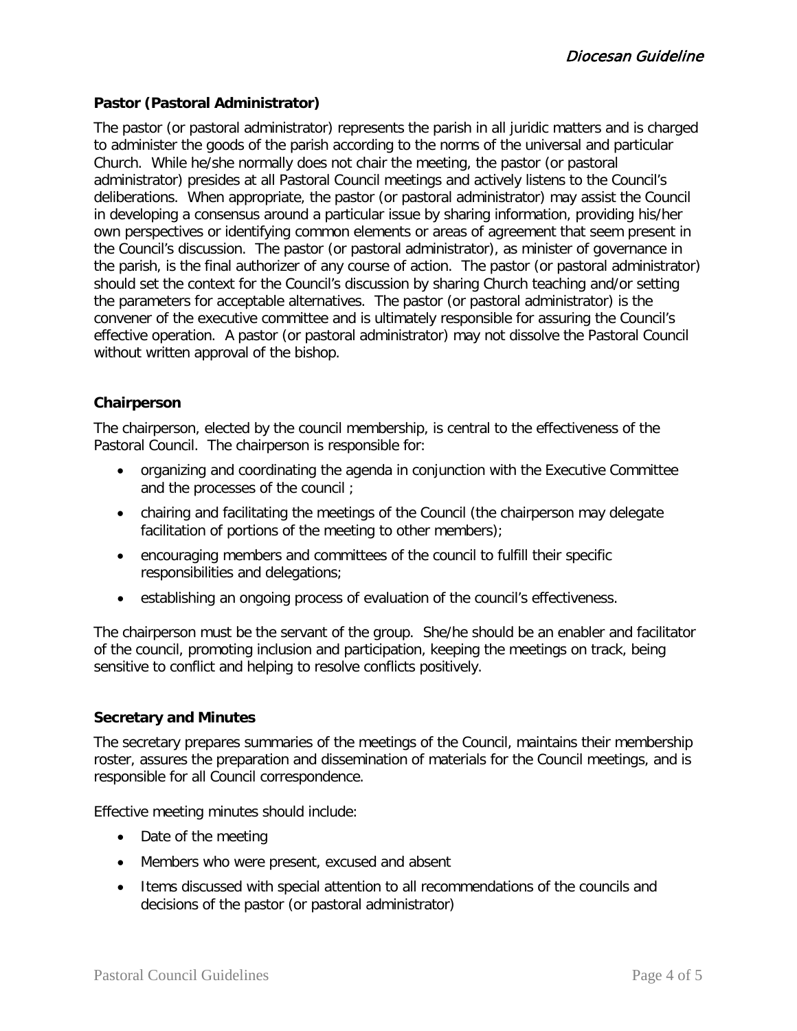### Pastor (Pastoral Administrator)

The pastor (or pastoral administrator) represents the parish in all juridic matters and is charged to administer the goods of the parish according to the norms of the universal and particular Church. While he/she normally does not chair the meeting, the pastor (or pastoral administrator) presides at all Pastoral Council meetings and actively listens to the Council's deliberations. When appropriate, the pastor (or pastoral administrator) may assist the Council in developing a consensus around a particular issue by sharing information, providing his/her own perspectives or identifying common elements or areas of agreement that seem present in the Council's discussion. The pastor (or pastoral administrator), as minister of governance in the parish, is the final authorizer of any course of action. The pastor (or pastoral administrator) should set the context for the Council's discussion by sharing Church teaching and/or setting the parameters for acceptable alternatives. The pastor (or pastoral administrator) is the convener of the executive committee and is ultimately responsible for assuring the Council's effective operation. A pastor (or pastoral administrator) may not dissolve the Pastoral Council without written approval of the bishop.

### Chairperson

The chairperson, elected by the council membership, is central to the effectiveness of the Pastoral Council. The chairperson is responsible for:

- organizing and coordinating the agenda in conjunction with the Executive Committee and the processes of the council ;
- chairing and facilitating the meetings of the Council (the chairperson may delegate facilitation of portions of the meeting to other members);
- encouraging members and committees of the council to fulfill their specific responsibilities and delegations;
- establishing an ongoing process of evaluation of the council's effectiveness.

The chairperson must be the servant of the group. She/he should be an enabler and facilitator of the council, promoting inclusion and participation, keeping the meetings on track, being sensitive to conflict and helping to resolve conflicts positively.

### Secretary and Minutes

The secretary prepares summaries of the meetings of the Council, maintains their membership roster, assures the preparation and dissemination of materials for the Council meetings, and is responsible for all Council correspondence.

Effective meeting minutes should include:

- Date of the meeting
- Members who were present, excused and absent
- Items discussed with special attention to all recommendations of the councils and decisions of the pastor (or pastoral administrator)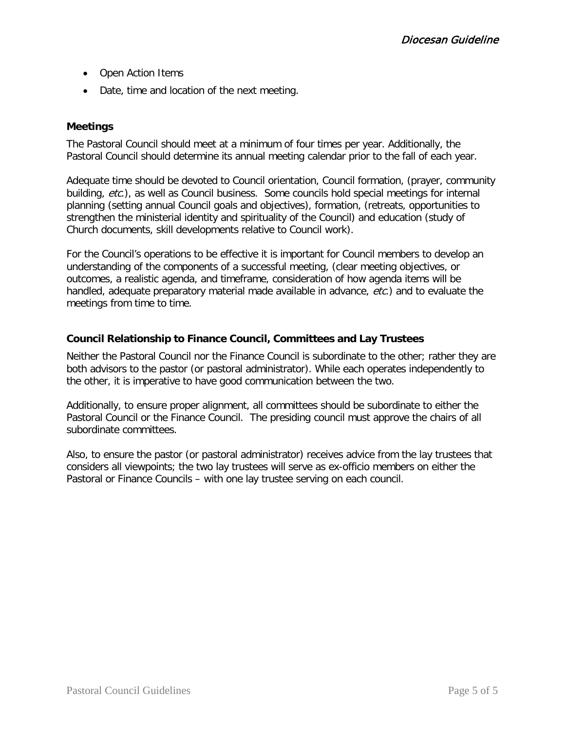- Open Action Items
- Date, time and location of the next meeting.

**Meetings**

The Pastoral Council should meet at a minimum of four times per year. Additionally, the Pastoral Council should determine its annual meeting calendar prior to the fall of each year.

Adequate time should be devoted to Council orientation, Council formation, (prayer, community building, *etc*.), as well as Council business. Some councils hold special meetings for internal planning (setting annual Council goals and objectives), formation, (retreats, opportunities to strengthen the ministerial identity and spirituality of the Council) and education (study of Church documents, skill developments relative to Council work).

For the Council's operations to be effective it is important for Council members to develop an understanding of the components of a successful meeting, (clear meeting objectives, or outcomes, a realistic agenda, and timeframe, consideration of how agenda items will be handled, adequate preparatory material made available in advance, *etc*.) and to evaluate the meetings from time to time.

**Council Relationship to Finance Council, Committees and Lay Trustees**

Neither the Pastoral Council nor the Finance Council is subordinate to the other; rather they are both advisors to the pastor (or pastoral administrator). While each operates independently to the other, it is imperative to have good communication between the two.

Additionally, to ensure proper alignment, all committees should be subordinate to either the Pastoral Council or the Finance Council. The presiding council must approve the chairs of all subordinate committees.

Also, to ensure the pastor (or pastoral administrator) receives advice from the lay trustees that considers all viewpoints; the two lay trustees will serve as ex-officio members on either the Pastoral or Finance Councils – with one lay trustee serving on each council.